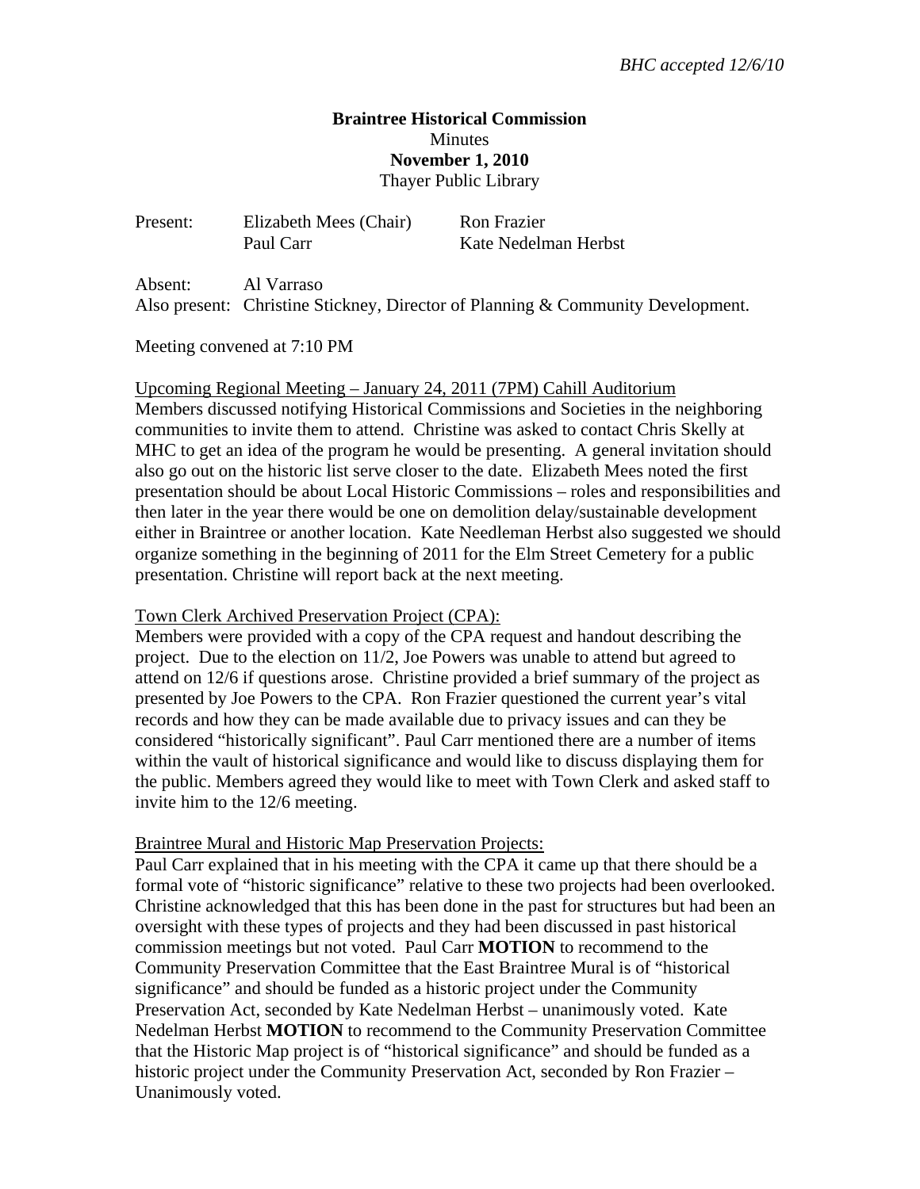*BHC accepted 12/6/10*

**Braintree Historical Commission**
Minutes
**November 1, 2010**
Thayer Public Library

| Present: | Elizabeth Mees (Chair) | Ron Frazier |
| --- | --- | --- |
| | Paul Carr | Kate Nedelman Herbst |

Absent: Al Varraso
Also present: Christine Stickney, Director of Planning & Community Development.

Meeting convened at 7:10 PM

Upcoming Regional Meeting – January 24, 2011 (7PM) Cahill Auditorium
Members discussed notifying Historical Commissions and Societies in the neighboring communities to invite them to attend. Christine was asked to contact Chris Skelly at MHC to get an idea of the program he would be presenting. A general invitation should also go out on the historic list serve closer to the date. Elizabeth Mees noted the first presentation should be about Local Historic Commissions – roles and responsibilities and then later in the year there would be one on demolition delay/sustainable development either in Braintree or another location. Kate Needleman Herbst also suggested we should organize something in the beginning of 2011 for the Elm Street Cemetery for a public presentation. Christine will report back at the next meeting.

Town Clerk Archived Preservation Project (CPA):
Members were provided with a copy of the CPA request and handout describing the project. Due to the election on 11/2, Joe Powers was unable to attend but agreed to attend on 12/6 if questions arose. Christine provided a brief summary of the project as presented by Joe Powers to the CPA. Ron Frazier questioned the current year's vital records and how they can be made available due to privacy issues and can they be considered "historically significant". Paul Carr mentioned there are a number of items within the vault of historical significance and would like to discuss displaying them for the public. Members agreed they would like to meet with Town Clerk and asked staff to invite him to the 12/6 meeting.

Braintree Mural and Historic Map Preservation Projects:
Paul Carr explained that in his meeting with the CPA it came up that there should be a formal vote of "historic significance" relative to these two projects had been overlooked. Christine acknowledged that this has been done in the past for structures but had been an oversight with these types of projects and they had been discussed in past historical commission meetings but not voted. Paul Carr **MOTION** to recommend to the Community Preservation Committee that the East Braintree Mural is of "historical significance" and should be funded as a historic project under the Community Preservation Act, seconded by Kate Nedelman Herbst – unanimously voted. Kate Nedelman Herbst **MOTION** to recommend to the Community Preservation Committee that the Historic Map project is of "historical significance" and should be funded as a historic project under the Community Preservation Act, seconded by Ron Frazier – Unanimously voted.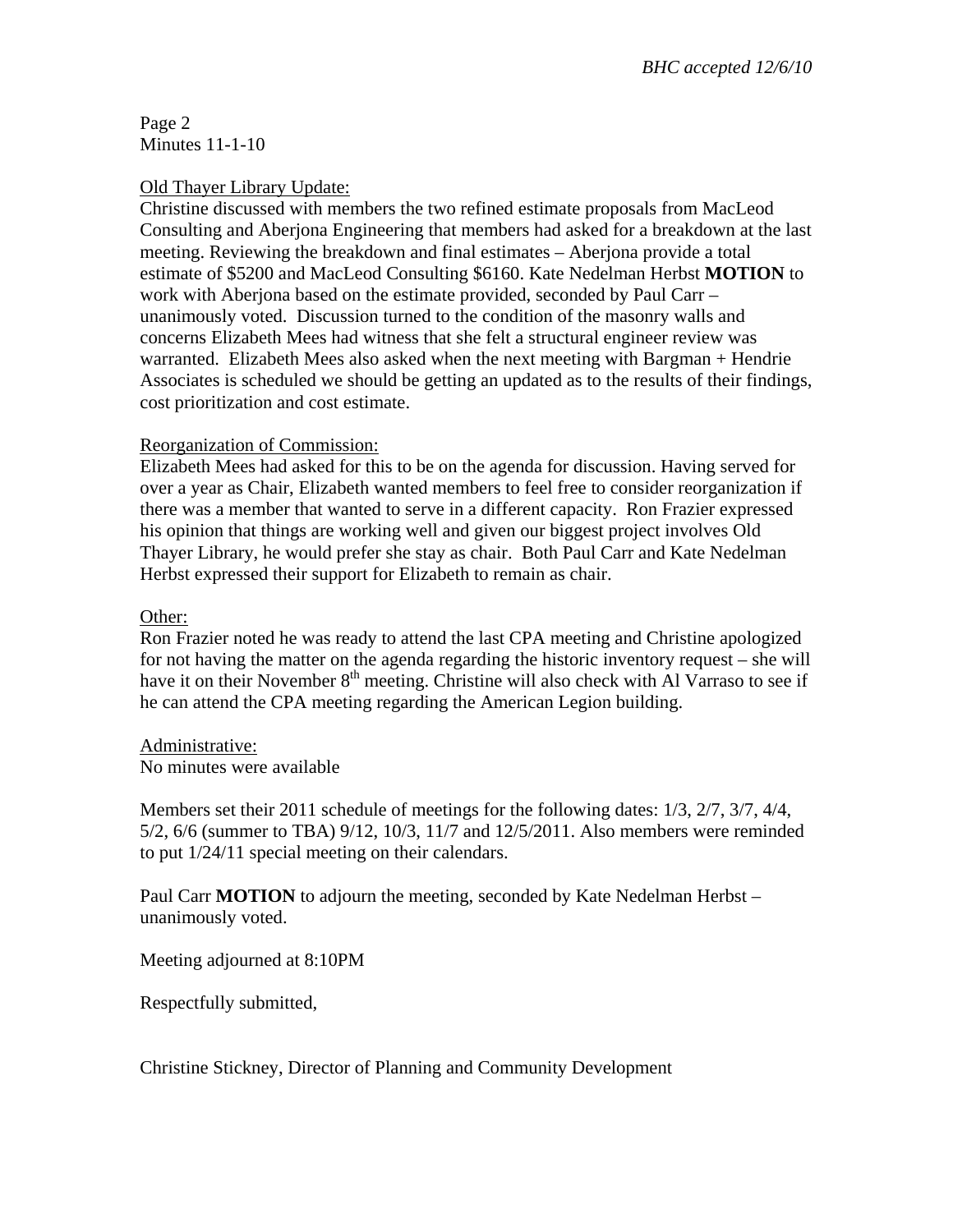*BHC accepted 12/6/10*

Page 2
Minutes 11-1-10

Old Thayer Library Update:
Christine discussed with members the two refined estimate proposals from MacLeod Consulting and Aberjona Engineering that members had asked for a breakdown at the last meeting. Reviewing the breakdown and final estimates – Aberjona provide a total estimate of $5200 and MacLeod Consulting $6160. Kate Nedelman Herbst **MOTION** to work with Aberjona based on the estimate provided, seconded by Paul Carr – unanimously voted. Discussion turned to the condition of the masonry walls and concerns Elizabeth Mees had witness that she felt a structural engineer review was warranted. Elizabeth Mees also asked when the next meeting with Bargman + Hendrie Associates is scheduled we should be getting an updated as to the results of their findings, cost prioritization and cost estimate.

Reorganization of Commission:
Elizabeth Mees had asked for this to be on the agenda for discussion. Having served for over a year as Chair, Elizabeth wanted members to feel free to consider reorganization if there was a member that wanted to serve in a different capacity. Ron Frazier expressed his opinion that things are working well and given our biggest project involves Old Thayer Library, he would prefer she stay as chair. Both Paul Carr and Kate Nedelman Herbst expressed their support for Elizabeth to remain as chair.

Other:
Ron Frazier noted he was ready to attend the last CPA meeting and Christine apologized for not having the matter on the agenda regarding the historic inventory request – she will have it on their November 8th meeting. Christine will also check with Al Varraso to see if he can attend the CPA meeting regarding the American Legion building.

Administrative:
No minutes were available

Members set their 2011 schedule of meetings for the following dates: 1/3, 2/7, 3/7, 4/4, 5/2, 6/6 (summer to TBA) 9/12, 10/3, 11/7 and 12/5/2011. Also members were reminded to put 1/24/11 special meeting on their calendars.

Paul Carr **MOTION** to adjourn the meeting, seconded by Kate Nedelman Herbst – unanimously voted.

Meeting adjourned at 8:10PM

Respectfully submitted,

Christine Stickney, Director of Planning and Community Development